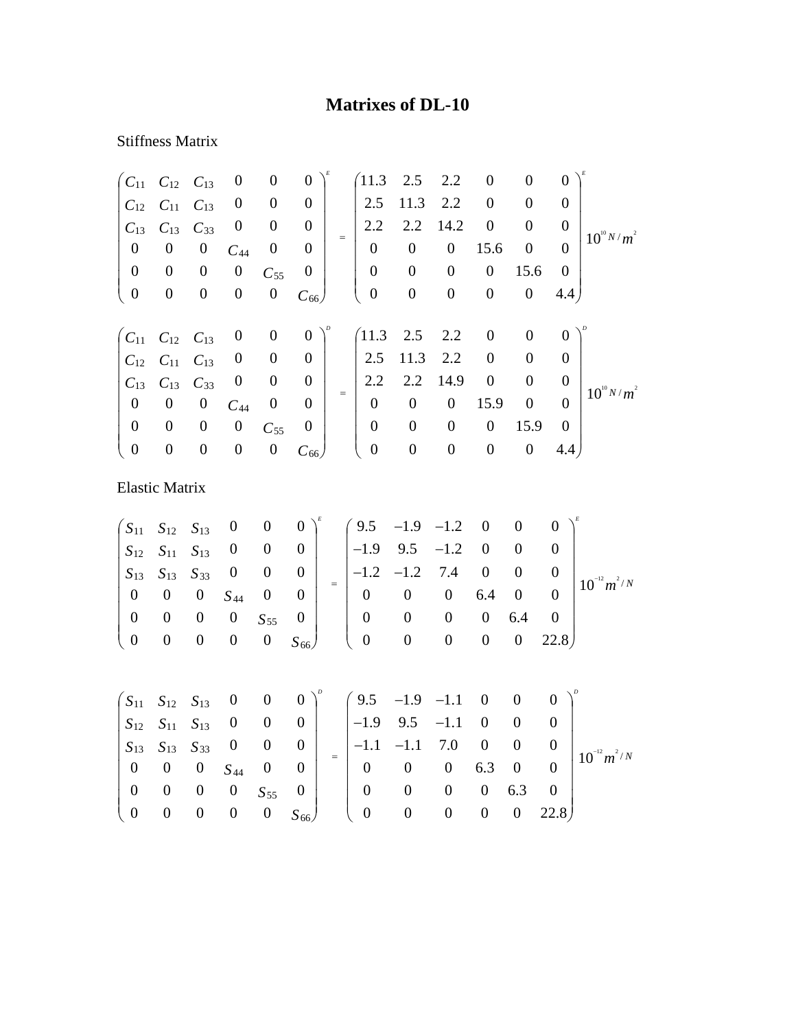# Matrixes of DL-10

Stiffness Matrix

$$
\begin{pmatrix} C_{11} & C_{12} & C_{13} & 0 & 0 & 0 \\ C_{12} & C_{11} & C_{13} & 0 & 0 & 0 \\ C_{13} & C_{13} & C_{33} & 0 & 0 & 0 \\ 0 & 0 & 0 & C_{44} & 0 & 0 \\ 0 & 0 & 0 & 0 & C_{55} & 0 \\ 0 & 0 & 0 & 0 & 0 & C_{66} \end{pmatrix}^{E} = \begin{pmatrix} 11.3 & 2.5 & 2.2 & 0 & 0 & 0 \\ 2.5 & 11.3 & 2.2 & 0 & 0 & 0 \\ 2.2 & 2.2 & 14.2 & 0 & 0 & 0 \\ 0 & 0 & 0 & 15.6 & 0 & 0 \\ 0 & 0 & 0 & 0 & 15.6 & 0 \\ 0 & 0 & 0 & 0 & 0 & 4.4 \end{pmatrix}^{E} 10^{10} N/m^{2}
$$

$$
\begin{pmatrix} C_{11} & C_{12} & C_{13} & 0 & 0 & 0 \\ C_{12} & C_{11} & C_{13} & 0 & 0 & 0 \\ C_{13} & C_{13} & C_{33} & 0 & 0 & 0 \\ 0 & 0 & 0 & C_{44} & 0 & 0 \\ 0 & 0 & 0 & 0 & C_{55} & 0 \\ 0 & 0 & 0 & 0 & 0 & C_{66} \end{pmatrix}^{D} = \begin{pmatrix} 11.3 & 2.5 & 2.2 & 0 & 0 & 0 \\ 2.5 & 11.3 & 2.2 & 0 & 0 & 0 \\ 2.2 & 2.2 & 14.9 & 0 & 0 & 0 \\ 0 & 0 & 0 & 15.9 & 0 & 0 \\ 0 & 0 & 0 & 0 & 15.9 & 0 \\ 0 & 0 & 0 & 0 & 0 & 4.4 \end{pmatrix}^{D} 10^{10} N/m^{2}
$$

Elastic Matrix

$$
\begin{pmatrix} S_{11} & S_{12} & S_{13} & 0 & 0 & 0 \\ S_{12} & S_{11} & S_{13} & 0 & 0 & 0 \\ S_{13} & S_{13} & S_{33} & 0 & 0 & 0 \\ 0 & 0 & 0 & S_{44} & 0 & 0 \\ 0 & 0 & 0 & 0 & S_{55} & 0 \\ 0 & 0 & 0 & 0 & 0 & S_{66} \end{pmatrix}^{E} = \begin{pmatrix} 9.5 & -1.9 & -1.2 & 0 & 0 & 0 \\ -1.9 & 9.5 & -1.2 & 0 & 0 & 0 \\ -1.2 & -1.2 & 7.4 & 0 & 0 & 0 \\ 0 & 0 & 0 & 6.4 & 0 & 0 \\ 0 & 0 & 0 & 0 & 6.4 & 0 \\ 0 & 0 & 0 & 0 & 0 & 22.8 \end{pmatrix}^{E} 10^{-12} m^{2}/N
$$

$$
\begin{pmatrix} S_{11} & S_{12} & S_{13} & 0 & 0 & 0 \\ S_{12} & S_{11} & S_{13} & 0 & 0 & 0 \\ S_{13} & S_{13} & S_{33} & 0 & 0 & 0 \\ 0 & 0 & 0 & S_{44} & 0 & 0 \\ 0 & 0 & 0 & 0 & S_{55} & 0 \\ 0 & 0 & 0 & 0 & 0 & S_{66} \end{pmatrix}^{D} = \begin{pmatrix} 9.5 & -1.9 & -1.1 & 0 & 0 & 0 \\ -1.9 & 9.5 & -1.1 & 0 & 0 & 0 \\ -1.1 & -1.1 & 7.0 & 0 & 0 & 0 \\ 0 & 0 & 0 & 6.3 & 0 & 0 \\ 0 & 0 & 0 & 0 & 6.3 & 0 \\ 0 & 0 & 0 & 0 & 0 & 22.8 \end{pmatrix}^{D} 10^{-12} m^{2}/N
$$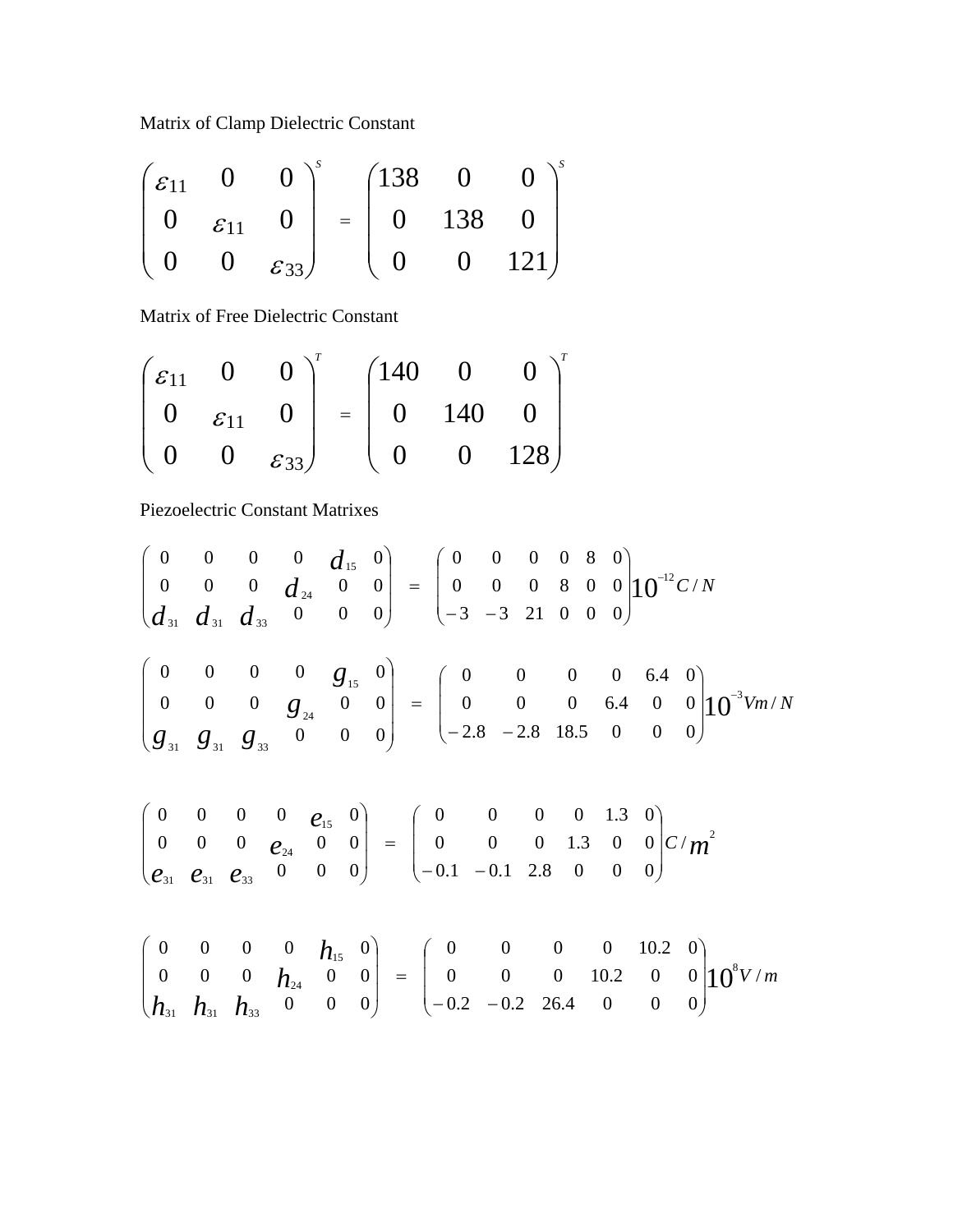Matrix of Clamp Dielectric Constant

$$\begin{pmatrix} \varepsilon_{11} & 0 & 0 \\ 0 & \varepsilon_{11} & 0 \\ 0 & 0 & \varepsilon_{33} \end{pmatrix}^S = \begin{pmatrix} 138 & 0 & 0 \\ 0 & 138 & 0 \\ 0 & 0 & 121 \end{pmatrix}^S$$

Matrix of Free Dielectric Constant

$$\begin{pmatrix} \varepsilon_{11} & 0 & 0 \\ 0 & \varepsilon_{11} & 0 \\ 0 & 0 & \varepsilon_{33} \end{pmatrix}^T = \begin{pmatrix} 140 & 0 & 0 \\ 0 & 140 & 0 \\ 0 & 0 & 128 \end{pmatrix}^T$$

Piezoelectric Constant Matrixes

$$\begin{pmatrix} 0 & 0 & 0 & 0 & d_{15} & 0 \\ 0 & 0 & 0 & d_{24} & 0 & 0 \\ d_{31} & d_{31} & d_{33} & 0 & 0 & 0 \end{pmatrix} = \begin{pmatrix} 0 & 0 & 0 & 0 & 8 & 0 \\ 0 & 0 & 0 & 8 & 0 & 0 \\ -3 & -3 & 21 & 0 & 0 & 0 \end{pmatrix} 10^{-12} C/N$$

$$\begin{pmatrix} 0 & 0 & 0 & 0 & g_{15} & 0 \\ 0 & 0 & 0 & g_{24} & 0 & 0 \\ g_{31} & g_{31} & g_{33} & 0 & 0 & 0 \end{pmatrix} = \begin{pmatrix} 0 & 0 & 0 & 0 & 6.4 & 0 \\ 0 & 0 & 0 & 6.4 & 0 & 0 \\ -2.8 & -2.8 & 18.5 & 0 & 0 & 0 \end{pmatrix} 10^{-3} Vm/N$$

$$\begin{pmatrix} 0 & 0 & 0 & 0 & e_{15} & 0 \\ 0 & 0 & 0 & e_{24} & 0 & 0 \\ e_{31} & e_{31} & e_{33} & 0 & 0 & 0 \end{pmatrix} = \begin{pmatrix} 0 & 0 & 0 & 0 & 1.3 & 0 \\ 0 & 0 & 0 & 1.3 & 0 & 0 \\ -0.1 & -0.1 & 2.8 & 0 & 0 & 0 \end{pmatrix} C/m^2$$

$$\begin{pmatrix} 0 & 0 & 0 & 0 & h_{15} & 0 \\ 0 & 0 & 0 & h_{24} & 0 & 0 \\ h_{31} & h_{31} & h_{33} & 0 & 0 & 0 \end{pmatrix} = \begin{pmatrix} 0 & 0 & 0 & 0 & 10.2 & 0 \\ 0 & 0 & 0 & 10.2 & 0 & 0 \\ -0.2 & -0.2 & 26.4 & 0 & 0 & 0 \end{pmatrix} 10^{8} V/m$$